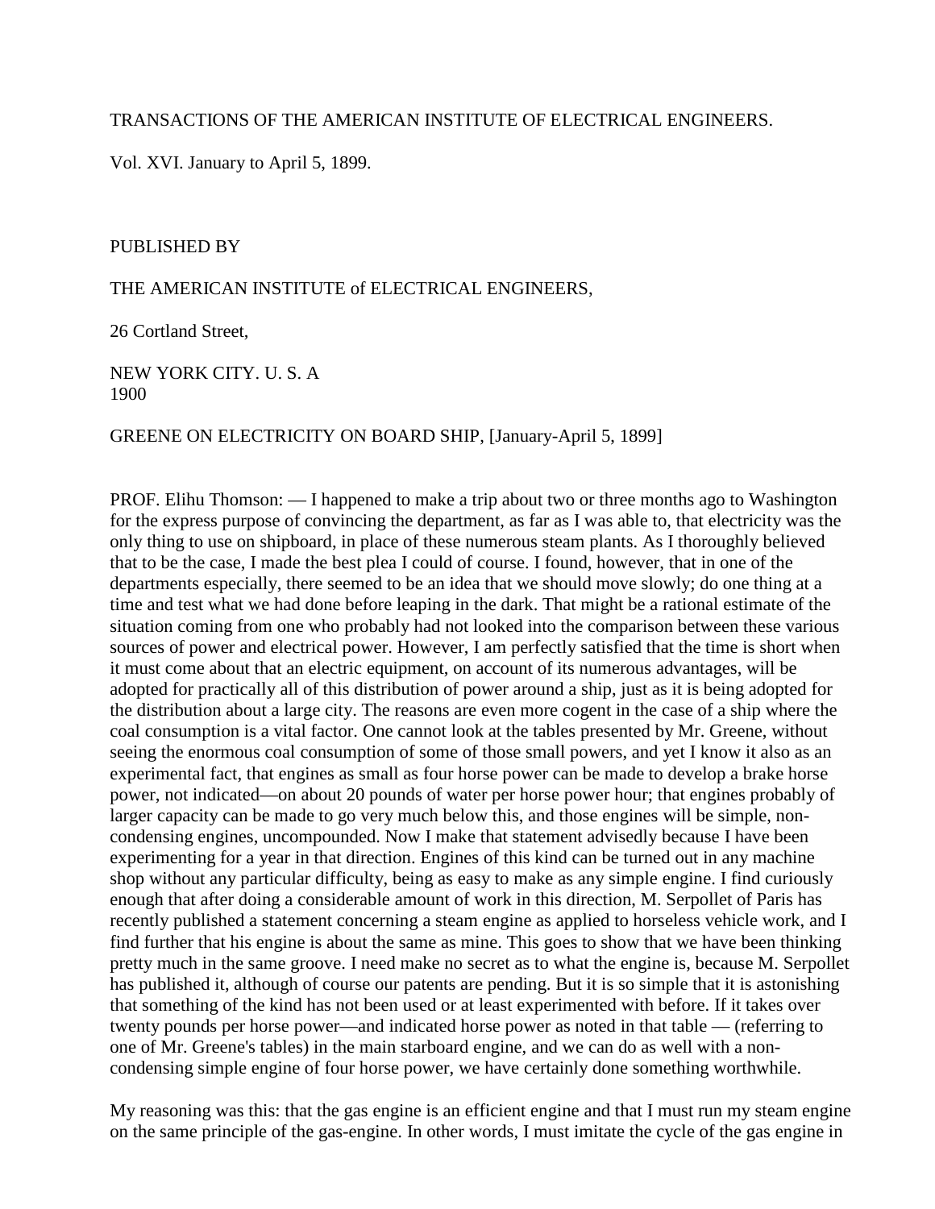TRANSACTIONS OF THE AMERICAN INSTITUTE OF ELECTRICAL ENGINEERS.

Vol. XVI. January to April 5, 1899.

PUBLISHED BY

THE AMERICAN INSTITUTE of ELECTRICAL ENGINEERS,

26 Cortland Street,

NEW YORK CITY. U. S. A
1900

GREENE ON ELECTRICITY ON BOARD SHIP, [January-April 5, 1899]

PROF. Elihu Thomson: — I happened to make a trip about two or three months ago to Washington for the express purpose of convincing the department, as far as I was able to, that electricity was the only thing to use on shipboard, in place of these numerous steam plants. As I thoroughly believed that to be the case, I made the best plea I could of course. I found, however, that in one of the departments especially, there seemed to be an idea that we should move slowly; do one thing at a time and test what we had done before leaping in the dark. That might be a rational estimate of the situation coming from one who probably had not looked into the comparison between these various sources of power and electrical power. However, I am perfectly satisfied that the time is short when it must come about that an electric equipment, on account of its numerous advantages, will be adopted for practically all of this distribution of power around a ship, just as it is being adopted for the distribution about a large city. The reasons are even more cogent in the case of a ship where the coal consumption is a vital factor. One cannot look at the tables presented by Mr. Greene, without seeing the enormous coal consumption of some of those small powers, and yet I know it also as an experimental fact, that engines as small as four horse power can be made to develop a brake horse power, not indicated—on about 20 pounds of water per horse power hour; that engines probably of larger capacity can be made to go very much below this, and those engines will be simple, non-condensing engines, uncompounded. Now I make that statement advisedly because I have been experimenting for a year in that direction. Engines of this kind can be turned out in any machine shop without any particular difficulty, being as easy to make as any simple engine. I find curiously enough that after doing a considerable amount of work in this direction, M. Serpollet of Paris has recently published a statement concerning a steam engine as applied to horseless vehicle work, and I find further that his engine is about the same as mine. This goes to show that we have been thinking pretty much in the same groove. I need make no secret as to what the engine is, because M. Serpollet has published it, although of course our patents are pending. But it is so simple that it is astonishing that something of the kind has not been used or at least experimented with before. If it takes over twenty pounds per horse power—and indicated horse power as noted in that table — (referring to one of Mr. Greene's tables) in the main starboard engine, and we can do as well with a non-condensing simple engine of four horse power, we have certainly done something worthwhile.

My reasoning was this: that the gas engine is an efficient engine and that I must run my steam engine on the same principle of the gas-engine. In other words, I must imitate the cycle of the gas engine in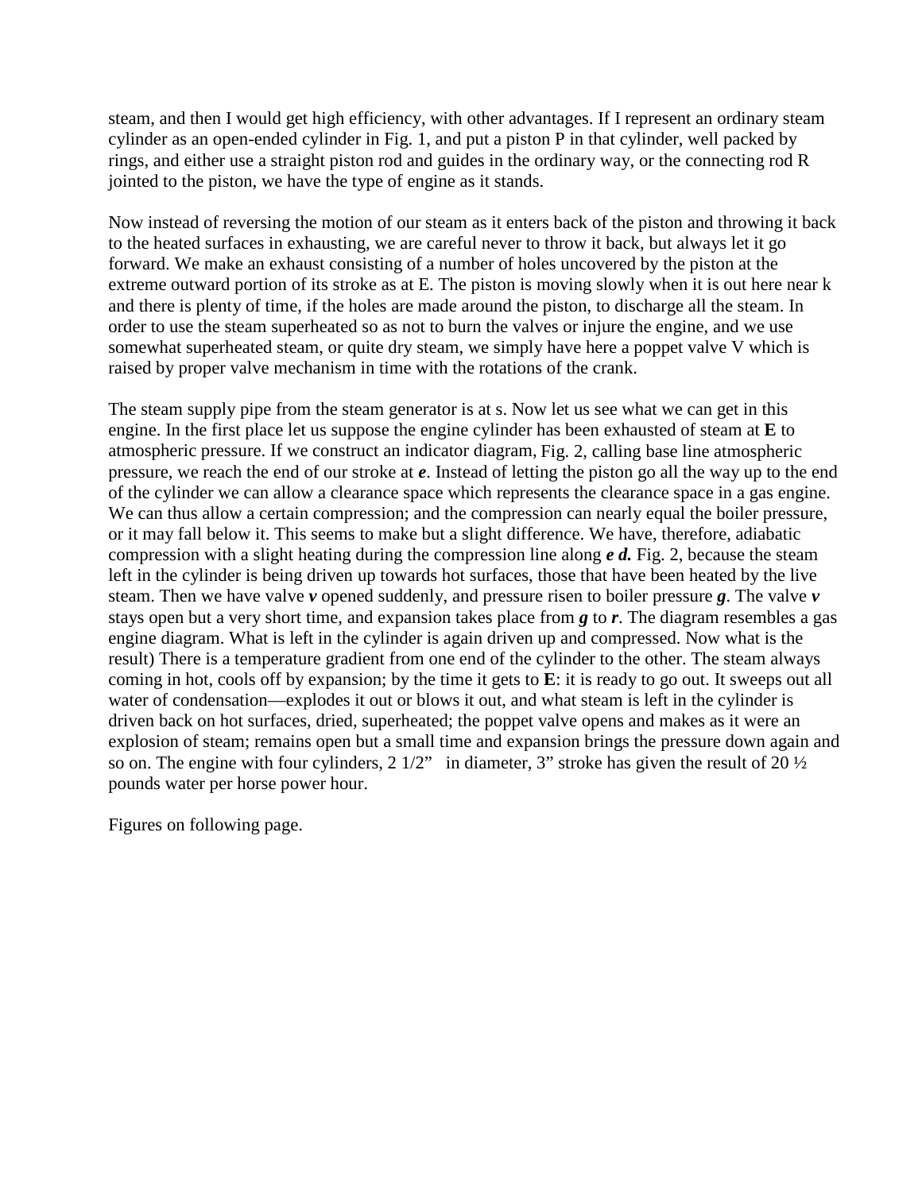steam, and then I would get high efficiency, with other advantages. If I represent an ordinary steam cylinder as an open-ended cylinder in Fig. 1, and put a piston P in that cylinder, well packed by rings, and either use a straight piston rod and guides in the ordinary way, or the connecting rod R jointed to the piston, we have the type of engine as it stands.

Now instead of reversing the motion of our steam as it enters back of the piston and throwing it back to the heated surfaces in exhausting, we are careful never to throw it back, but always let it go forward. We make an exhaust consisting of a number of holes uncovered by the piston at the extreme outward portion of its stroke as at E. The piston is moving slowly when it is out here near k and there is plenty of time, if the holes are made around the piston, to discharge all the steam. In order to use the steam superheated so as not to burn the valves or injure the engine, and we use somewhat superheated steam, or quite dry steam, we simply have here a poppet valve V which is raised by proper valve mechanism in time with the rotations of the crank.

The steam supply pipe from the steam generator is at s. Now let us see what we can get in this engine. In the first place let us suppose the engine cylinder has been exhausted of steam at **E** to atmospheric pressure. If we construct an indicator diagram, Fig. 2, calling base line atmospheric pressure, we reach the end of our stroke at ***e***. Instead of letting the piston go all the way up to the end of the cylinder we can allow a clearance space which represents the clearance space in a gas engine. We can thus allow a certain compression; and the compression can nearly equal the boiler pressure, or it may fall below it. This seems to make but a slight difference. We have, therefore, adiabatic compression with a slight heating during the compression line along ***e d.*** Fig. 2, because the steam left in the cylinder is being driven up towards hot surfaces, those that have been heated by the live steam. Then we have valve ***v*** opened suddenly, and pressure risen to boiler pressure ***g***. The valve ***v*** stays open but a very short time, and expansion takes place from ***g*** to ***r***. The diagram resembles a gas engine diagram. What is left in the cylinder is again driven up and compressed. Now what is the result) There is a temperature gradient from one end of the cylinder to the other. The steam always coming in hot, cools off by expansion; by the time it gets to **E**: it is ready to go out. It sweeps out all water of condensation—explodes it out or blows it out, and what steam is left in the cylinder is driven back on hot surfaces, dried, superheated; the poppet valve opens and makes as it were an explosion of steam; remains open but a small time and expansion brings the pressure down again and so on. The engine with four cylinders, 2 1/2" in diameter, 3" stroke has given the result of 20 ½ pounds water per horse power hour.

Figures on following page.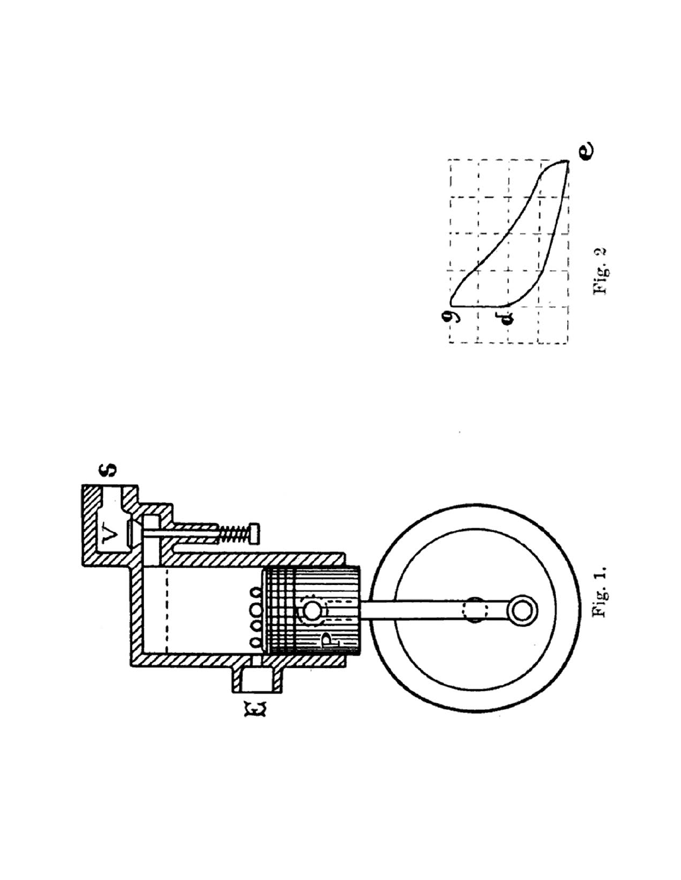Fig. 1.

Fig. 2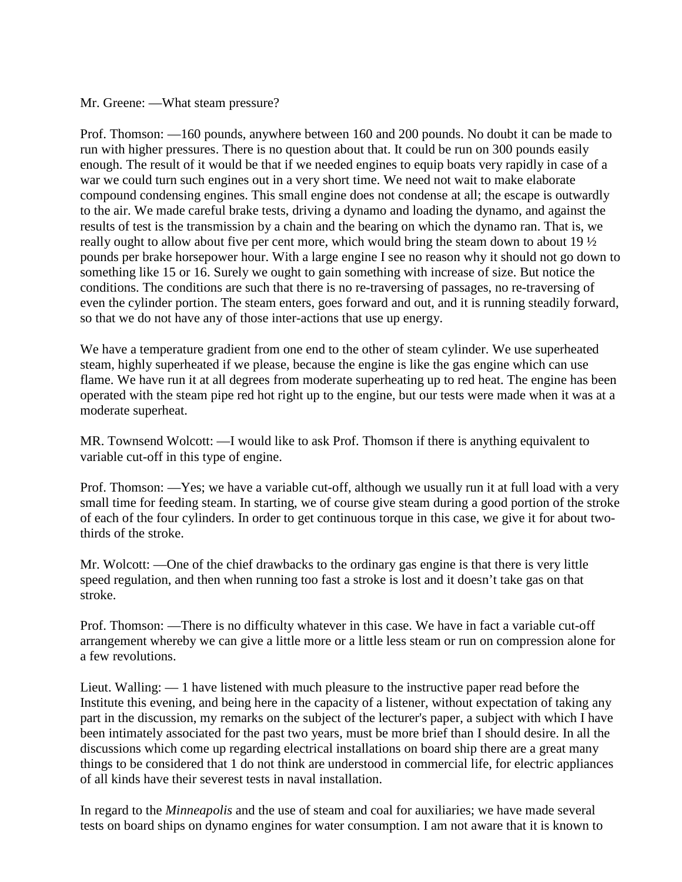Mr. Greene: —What steam pressure?

Prof. Thomson: —160 pounds, anywhere between 160 and 200 pounds. No doubt it can be made to run with higher pressures. There is no question about that. It could be run on 300 pounds easily enough. The result of it would be that if we needed engines to equip boats very rapidly in case of a war we could turn such engines out in a very short time. We need not wait to make elaborate compound condensing engines. This small engine does not condense at all; the escape is outwardly to the air. We made careful brake tests, driving a dynamo and loading the dynamo, and against the results of test is the transmission by a chain and the bearing on which the dynamo ran. That is, we really ought to allow about five per cent more, which would bring the steam down to about 19 ½ pounds per brake horsepower hour. With a large engine I see no reason why it should not go down to something like 15 or 16. Surely we ought to gain something with increase of size. But notice the conditions. The conditions are such that there is no re-traversing of passages, no re-traversing of even the cylinder portion. The steam enters, goes forward and out, and it is running steadily forward, so that we do not have any of those inter-actions that use up energy.

We have a temperature gradient from one end to the other of steam cylinder. We use superheated steam, highly superheated if we please, because the engine is like the gas engine which can use flame. We have run it at all degrees from moderate superheating up to red heat. The engine has been operated with the steam pipe red hot right up to the engine, but our tests were made when it was at a moderate superheat.

MR. Townsend Wolcott: —I would like to ask Prof. Thomson if there is anything equivalent to variable cut-off in this type of engine.

Prof. Thomson: —Yes; we have a variable cut-off, although we usually run it at full load with a very small time for feeding steam. In starting, we of course give steam during a good portion of the stroke of each of the four cylinders. In order to get continuous torque in this case, we give it for about two-thirds of the stroke.

Mr. Wolcott: —One of the chief drawbacks to the ordinary gas engine is that there is very little speed regulation, and then when running too fast a stroke is lost and it doesn't take gas on that stroke.

Prof. Thomson: —There is no difficulty whatever in this case. We have in fact a variable cut-off arrangement whereby we can give a little more or a little less steam or run on compression alone for a few revolutions.

Lieut. Walling: — 1 have listened with much pleasure to the instructive paper read before the Institute this evening, and being here in the capacity of a listener, without expectation of taking any part in the discussion, my remarks on the subject of the lecturer's paper, a subject with which I have been intimately associated for the past two years, must be more brief than I should desire. In all the discussions which come up regarding electrical installations on board ship there are a great many things to be considered that 1 do not think are understood in commercial life, for electric appliances of all kinds have their severest tests in naval installation.

In regard to the *Minneapolis* and the use of steam and coal for auxiliaries; we have made several tests on board ships on dynamo engines for water consumption. I am not aware that it is known to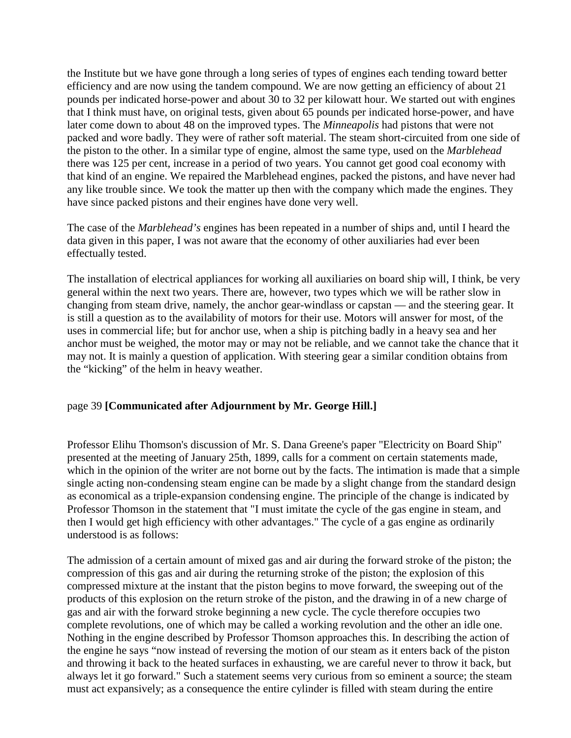the Institute but we have gone through a long series of types of engines each tending toward better efficiency and are now using the tandem compound. We are now getting an efficiency of about 21 pounds per indicated horse-power and about 30 to 32 per kilowatt hour. We started out with engines that I think must have, on original tests, given about 65 pounds per indicated horse-power, and have later come down to about 48 on the improved types. The *Minneapolis* had pistons that were not packed and wore badly. They were of rather soft material. The steam short-circuited from one side of the piston to the other. In a similar type of engine, almost the same type, used on the *Marblehead* there was 125 per cent, increase in a period of two years. You cannot get good coal economy with that kind of an engine. We repaired the Marblehead engines, packed the pistons, and have never had any like trouble since. We took the matter up then with the company which made the engines. They have since packed pistons and their engines have done very well.

The case of the *Marblehead's* engines has been repeated in a number of ships and, until I heard the data given in this paper, I was not aware that the economy of other auxiliaries had ever been effectually tested.

The installation of electrical appliances for working all auxiliaries on board ship will, I think, be very general within the next two years. There are, however, two types which we will be rather slow in changing from steam drive, namely, the anchor gear-windlass or capstan — and the steering gear. It is still a question as to the availability of motors for their use. Motors will answer for most, of the uses in commercial life; but for anchor use, when a ship is pitching badly in a heavy sea and her anchor must be weighed, the motor may or may not be reliable, and we cannot take the chance that it may not. It is mainly a question of application. With steering gear a similar condition obtains from the "kicking" of the helm in heavy weather.

page 39 **[Communicated after Adjournment by Mr. George Hill.]**

Professor Elihu Thomson's discussion of Mr. S. Dana Greene's paper "Electricity on Board Ship" presented at the meeting of January 25th, 1899, calls for a comment on certain statements made, which in the opinion of the writer are not borne out by the facts. The intimation is made that a simple single acting non-condensing steam engine can be made by a slight change from the standard design as economical as a triple-expansion condensing engine. The principle of the change is indicated by Professor Thomson in the statement that "I must imitate the cycle of the gas engine in steam, and then I would get high efficiency with other advantages." The cycle of a gas engine as ordinarily understood is as follows:

The admission of a certain amount of mixed gas and air during the forward stroke of the piston; the compression of this gas and air during the returning stroke of the piston; the explosion of this compressed mixture at the instant that the piston begins to move forward, the sweeping out of the products of this explosion on the return stroke of the piston, and the drawing in of a new charge of gas and air with the forward stroke beginning a new cycle. The cycle therefore occupies two complete revolutions, one of which may be called a working revolution and the other an idle one. Nothing in the engine described by Professor Thomson approaches this. In describing the action of the engine he says "now instead of reversing the motion of our steam as it enters back of the piston and throwing it back to the heated surfaces in exhausting, we are careful never to throw it back, but always let it go forward." Such a statement seems very curious from so eminent a source; the steam must act expansively; as a consequence the entire cylinder is filled with steam during the entire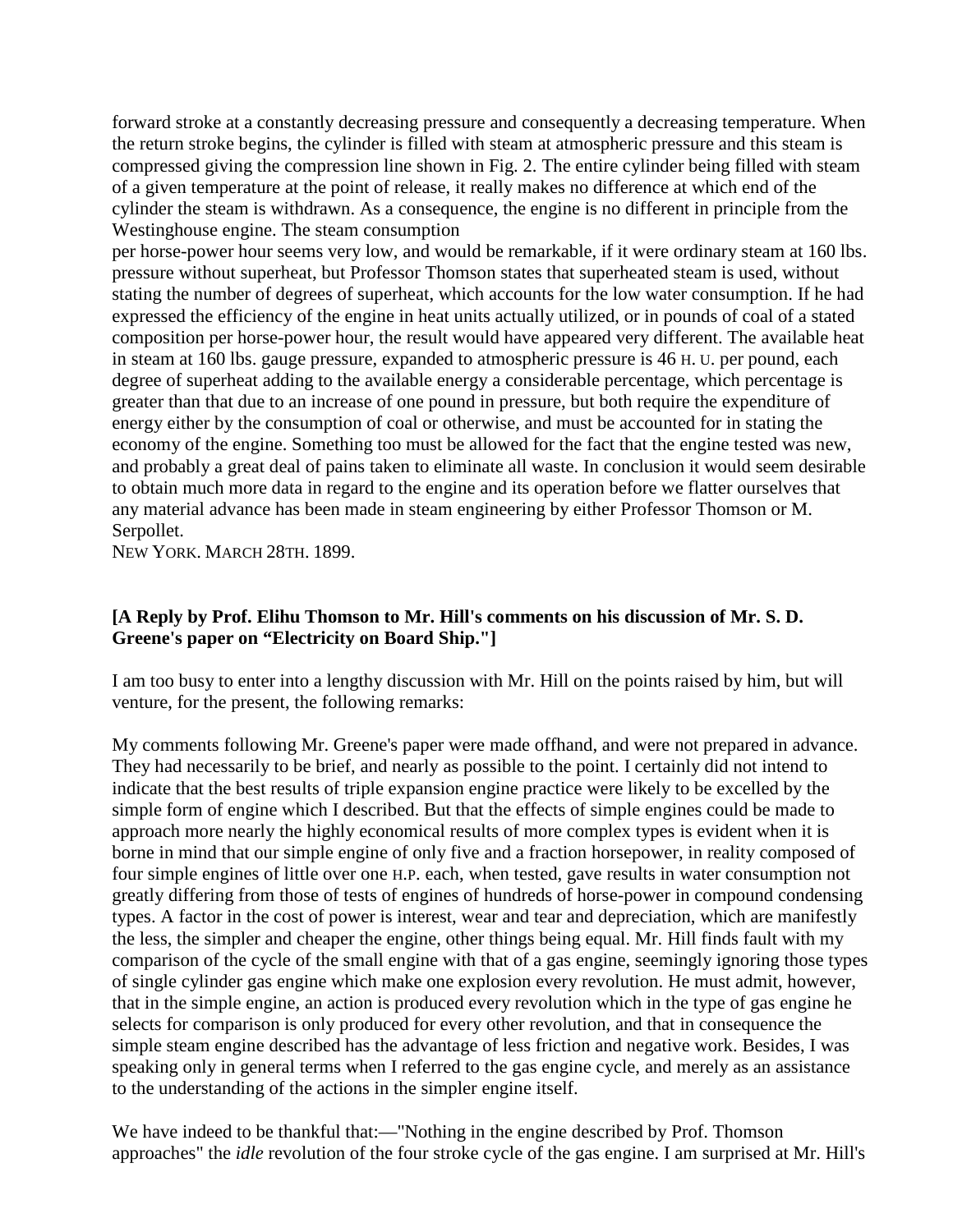forward stroke at a constantly decreasing pressure and consequently a decreasing temperature. When the return stroke begins, the cylinder is filled with steam at atmospheric pressure and this steam is compressed giving the compression line shown in Fig. 2. The entire cylinder being filled with steam of a given temperature at the point of release, it really makes no difference at which end of the cylinder the steam is withdrawn. As a consequence, the engine is no different in principle from the Westinghouse engine. The steam consumption per horse-power hour seems very low, and would be remarkable, if it were ordinary steam at 160 lbs. pressure without superheat, but Professor Thomson states that superheated steam is used, without stating the number of degrees of superheat, which accounts for the low water consumption. If he had expressed the efficiency of the engine in heat units actually utilized, or in pounds of coal of a stated composition per horse-power hour, the result would have appeared very different. The available heat in steam at 160 lbs. gauge pressure, expanded to atmospheric pressure is 46 H. U. per pound, each degree of superheat adding to the available energy a considerable percentage, which percentage is greater than that due to an increase of one pound in pressure, but both require the expenditure of energy either by the consumption of coal or otherwise, and must be accounted for in stating the economy of the engine. Something too must be allowed for the fact that the engine tested was new, and probably a great deal of pains taken to eliminate all waste. In conclusion it would seem desirable to obtain much more data in regard to the engine and its operation before we flatter ourselves that any material advance has been made in steam engineering by either Professor Thomson or M. Serpollet.

NEW YORK. MARCH 28TH. 1899.

**[A Reply by Prof. Elihu Thomson to Mr. Hill's comments on his discussion of Mr. S. D. Greene's paper on "Electricity on Board Ship."]**

I am too busy to enter into a lengthy discussion with Mr. Hill on the points raised by him, but will venture, for the present, the following remarks:

My comments following Mr. Greene's paper were made offhand, and were not prepared in advance. They had necessarily to be brief, and nearly as possible to the point. I certainly did not intend to indicate that the best results of triple expansion engine practice were likely to be excelled by the simple form of engine which I described. But that the effects of simple engines could be made to approach more nearly the highly economical results of more complex types is evident when it is borne in mind that our simple engine of only five and a fraction horsepower, in reality composed of four simple engines of little over one H.P. each, when tested, gave results in water consumption not greatly differing from those of tests of engines of hundreds of horse-power in compound condensing types. A factor in the cost of power is interest, wear and tear and depreciation, which are manifestly the less, the simpler and cheaper the engine, other things being equal. Mr. Hill finds fault with my comparison of the cycle of the small engine with that of a gas engine, seemingly ignoring those types of single cylinder gas engine which make one explosion every revolution. He must admit, however, that in the simple engine, an action is produced every revolution which in the type of gas engine he selects for comparison is only produced for every other revolution, and that in consequence the simple steam engine described has the advantage of less friction and negative work. Besides, I was speaking only in general terms when I referred to the gas engine cycle, and merely as an assistance to the understanding of the actions in the simpler engine itself.

We have indeed to be thankful that:—"Nothing in the engine described by Prof. Thomson approaches" the *idle* revolution of the four stroke cycle of the gas engine. I am surprised at Mr. Hill's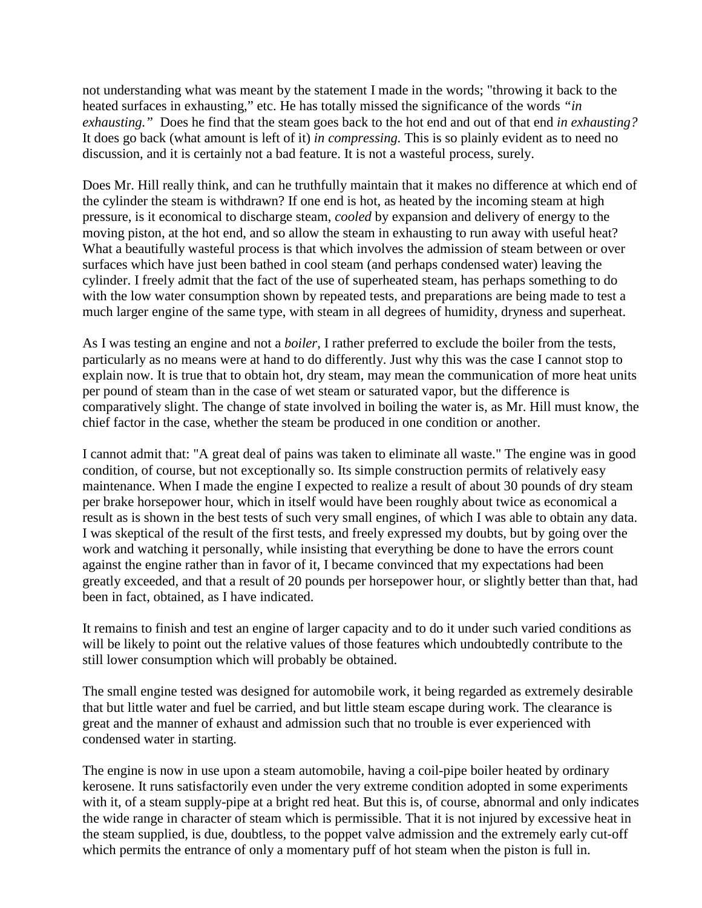not understanding what was meant by the statement I made in the words; "throwing it back to the heated surfaces in exhausting," etc. He has totally missed the significance of the words *"in exhausting."* Does he find that the steam goes back to the hot end and out of that end *in exhausting?* It does go back (what amount is left of it) *in compressing.* This is so plainly evident as to need no discussion, and it is certainly not a bad feature. It is not a wasteful process, surely.

Does Mr. Hill really think, and can he truthfully maintain that it makes no difference at which end of the cylinder the steam is withdrawn? If one end is hot, as heated by the incoming steam at high pressure, is it economical to discharge steam, *cooled* by expansion and delivery of energy to the moving piston, at the hot end, and so allow the steam in exhausting to run away with useful heat? What a beautifully wasteful process is that which involves the admission of steam between or over surfaces which have just been bathed in cool steam (and perhaps condensed water) leaving the cylinder. I freely admit that the fact of the use of superheated steam, has perhaps something to do with the low water consumption shown by repeated tests, and preparations are being made to test a much larger engine of the same type, with steam in all degrees of humidity, dryness and superheat.

As I was testing an engine and not a *boiler,* I rather preferred to exclude the boiler from the tests, particularly as no means were at hand to do differently. Just why this was the case I cannot stop to explain now. It is true that to obtain hot, dry steam, may mean the communication of more heat units per pound of steam than in the case of wet steam or saturated vapor, but the difference is comparatively slight. The change of state involved in boiling the water is, as Mr. Hill must know, the chief factor in the case, whether the steam be produced in one condition or another.

I cannot admit that: "A great deal of pains was taken to eliminate all waste." The engine was in good condition, of course, but not exceptionally so. Its simple construction permits of relatively easy maintenance. When I made the engine I expected to realize a result of about 30 pounds of dry steam per brake horsepower hour, which in itself would have been roughly about twice as economical a result as is shown in the best tests of such very small engines, of which I was able to obtain any data. I was skeptical of the result of the first tests, and freely expressed my doubts, but by going over the work and watching it personally, while insisting that everything be done to have the errors count against the engine rather than in favor of it, I became convinced that my expectations had been greatly exceeded, and that a result of 20 pounds per horsepower hour, or slightly better than that, had been in fact, obtained, as I have indicated.

It remains to finish and test an engine of larger capacity and to do it under such varied conditions as will be likely to point out the relative values of those features which undoubtedly contribute to the still lower consumption which will probably be obtained.

The small engine tested was designed for automobile work, it being regarded as extremely desirable that but little water and fuel be carried, and but little steam escape during work. The clearance is great and the manner of exhaust and admission such that no trouble is ever experienced with condensed water in starting.

The engine is now in use upon a steam automobile, having a coil-pipe boiler heated by ordinary kerosene. It runs satisfactorily even under the very extreme condition adopted in some experiments with it, of a steam supply-pipe at a bright red heat. But this is, of course, abnormal and only indicates the wide range in character of steam which is permissible. That it is not injured by excessive heat in the steam supplied, is due, doubtless, to the poppet valve admission and the extremely early cut-off which permits the entrance of only a momentary puff of hot steam when the piston is full in.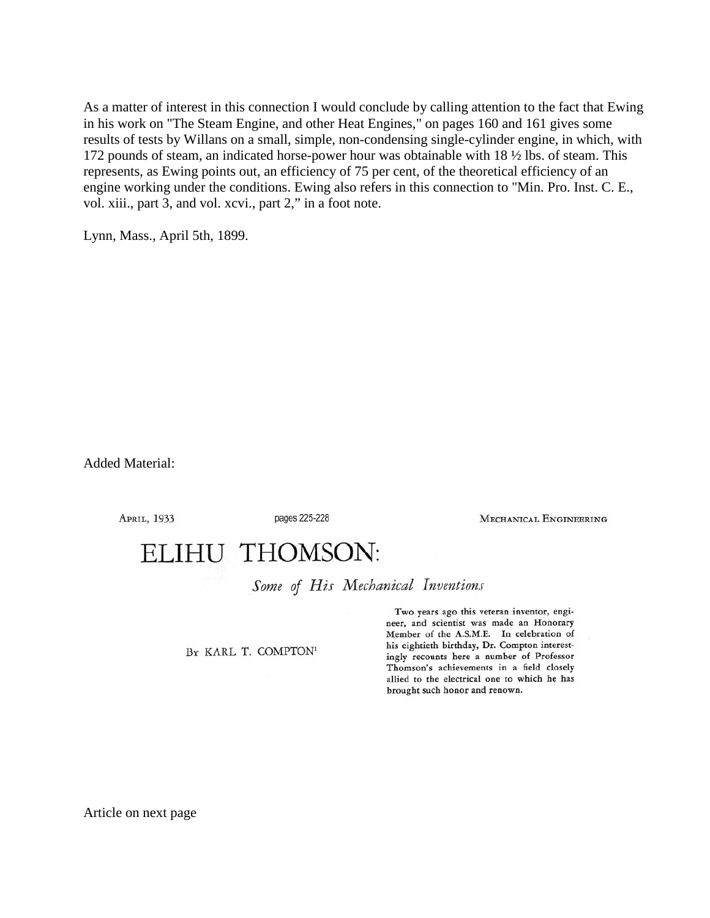As a matter of interest in this connection I would conclude by calling attention to the fact that Ewing in his work on "The Steam Engine, and other Heat Engines," on pages 160 and 161 gives some results of tests by Willans on a small, simple, non-condensing single-cylinder engine, in which, with 172 pounds of steam, an indicated horse-power hour was obtainable with 18 ½ lbs. of steam. This represents, as Ewing points out, an efficiency of 75 per cent, of the theoretical efficiency of an engine working under the conditions. Ewing also refers in this connection to "Min. Pro. Inst. C. E., vol. xiii., part 3, and vol. xcvi., part 2," in a foot note.

Lynn, Mass., April 5th, 1899.

Added Material:

APRIL, 1933 pages 225-228 MECHANICAL ENGINEERING

# ELIHU THOMSON:

## *Some of His Mechanical Inventions*

BY KARL T. COMPTON[1]

Two years ago this veteran inventor, engineer, and scientist was made an Honorary Member of the A.S.M.E. In celebration of his eightieth birthday, Dr. Compton interestingly recounts here a number of Professor Thomson's achievements in a field closely allied to the electrical one to which he has brought such honor and renown.

Article on next page